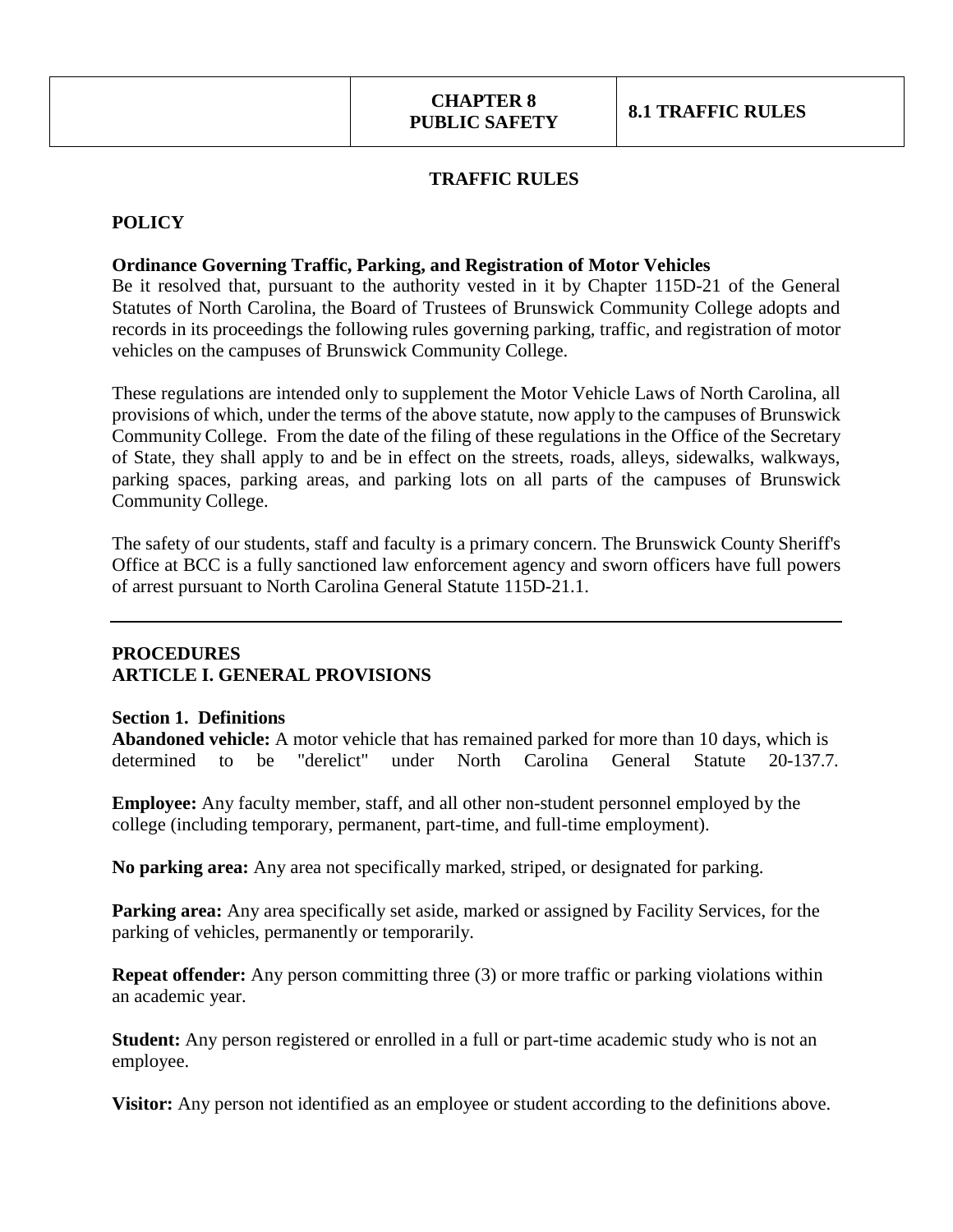| | CHAPTER 8<br>PUBLIC SAFETY | 8.1 TRAFFIC RULES |
|---|---|---|

## TRAFFIC RULES

### POLICY

**Ordinance Governing Traffic, Parking, and Registration of Motor Vehicles**

Be it resolved that, pursuant to the authority vested in it by Chapter 115D-21 of the General Statutes of North Carolina, the Board of Trustees of Brunswick Community College adopts and records in its proceedings the following rules governing parking, traffic, and registration of motor vehicles on the campuses of Brunswick Community College.

These regulations are intended only to supplement the Motor Vehicle Laws of North Carolina, all provisions of which, under the terms of the above statute, now apply to the campuses of Brunswick Community College. From the date of the filing of these regulations in the Office of the Secretary of State, they shall apply to and be in effect on the streets, roads, alleys, sidewalks, walkways, parking spaces, parking areas, and parking lots on all parts of the campuses of Brunswick Community College.

The safety of our students, staff and faculty is a primary concern. The Brunswick County Sheriff's Office at BCC is a fully sanctioned law enforcement agency and sworn officers have full powers of arrest pursuant to North Carolina General Statute 115D-21.1.

---

### PROCEDURES
### ARTICLE I. GENERAL PROVISIONS

**Section 1. Definitions**

**Abandoned vehicle:** A motor vehicle that has remained parked for more than 10 days, which is determined to be "derelict" under North Carolina General Statute 20-137.7.

**Employee:** Any faculty member, staff, and all other non-student personnel employed by the college (including temporary, permanent, part-time, and full-time employment).

**No parking area:** Any area not specifically marked, striped, or designated for parking.

**Parking area:** Any area specifically set aside, marked or assigned by Facility Services, for the parking of vehicles, permanently or temporarily.

**Repeat offender:** Any person committing three (3) or more traffic or parking violations within an academic year.

**Student:** Any person registered or enrolled in a full or part-time academic study who is not an employee.

**Visitor:** Any person not identified as an employee or student according to the definitions above.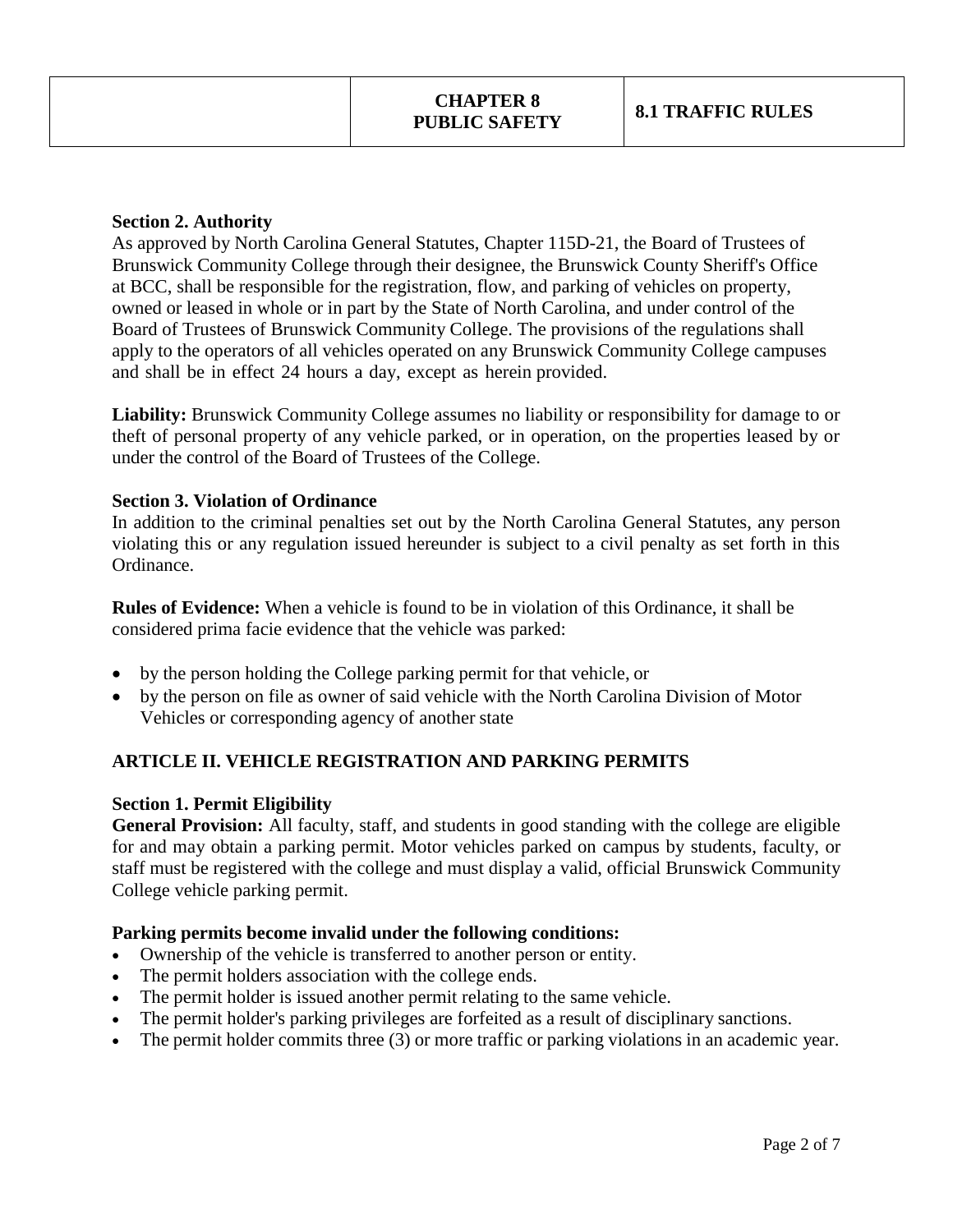**Section 2. Authority**

As approved by North Carolina General Statutes, Chapter 115D-21, the Board of Trustees of Brunswick Community College through their designee, the Brunswick County Sheriff's Office at BCC, shall be responsible for the registration, flow, and parking of vehicles on property, owned or leased in whole or in part by the State of North Carolina, and under control of the Board of Trustees of Brunswick Community College. The provisions of the regulations shall apply to the operators of all vehicles operated on any Brunswick Community College campuses and shall be in effect 24 hours a day, except as herein provided.

**Liability:** Brunswick Community College assumes no liability or responsibility for damage to or theft of personal property of any vehicle parked, or in operation, on the properties leased by or under the control of the Board of Trustees of the College.

**Section 3. Violation of Ordinance**

In addition to the criminal penalties set out by the North Carolina General Statutes, any person violating this or any regulation issued hereunder is subject to a civil penalty as set forth in this Ordinance.

**Rules of Evidence:** When a vehicle is found to be in violation of this Ordinance, it shall be considered prima facie evidence that the vehicle was parked:

- by the person holding the College parking permit for that vehicle, or
- by the person on file as owner of said vehicle with the North Carolina Division of Motor Vehicles or corresponding agency of another state

## ARTICLE II. VEHICLE REGISTRATION AND PARKING PERMITS

**Section 1. Permit Eligibility**

**General Provision:** All faculty, staff, and students in good standing with the college are eligible for and may obtain a parking permit. Motor vehicles parked on campus by students, faculty, or staff must be registered with the college and must display a valid, official Brunswick Community College vehicle parking permit.

**Parking permits become invalid under the following conditions:**

- Ownership of the vehicle is transferred to another person or entity.
- The permit holders association with the college ends.
- The permit holder is issued another permit relating to the same vehicle.
- The permit holder's parking privileges are forfeited as a result of disciplinary sanctions.
- The permit holder commits three (3) or more traffic or parking violations in an academic year.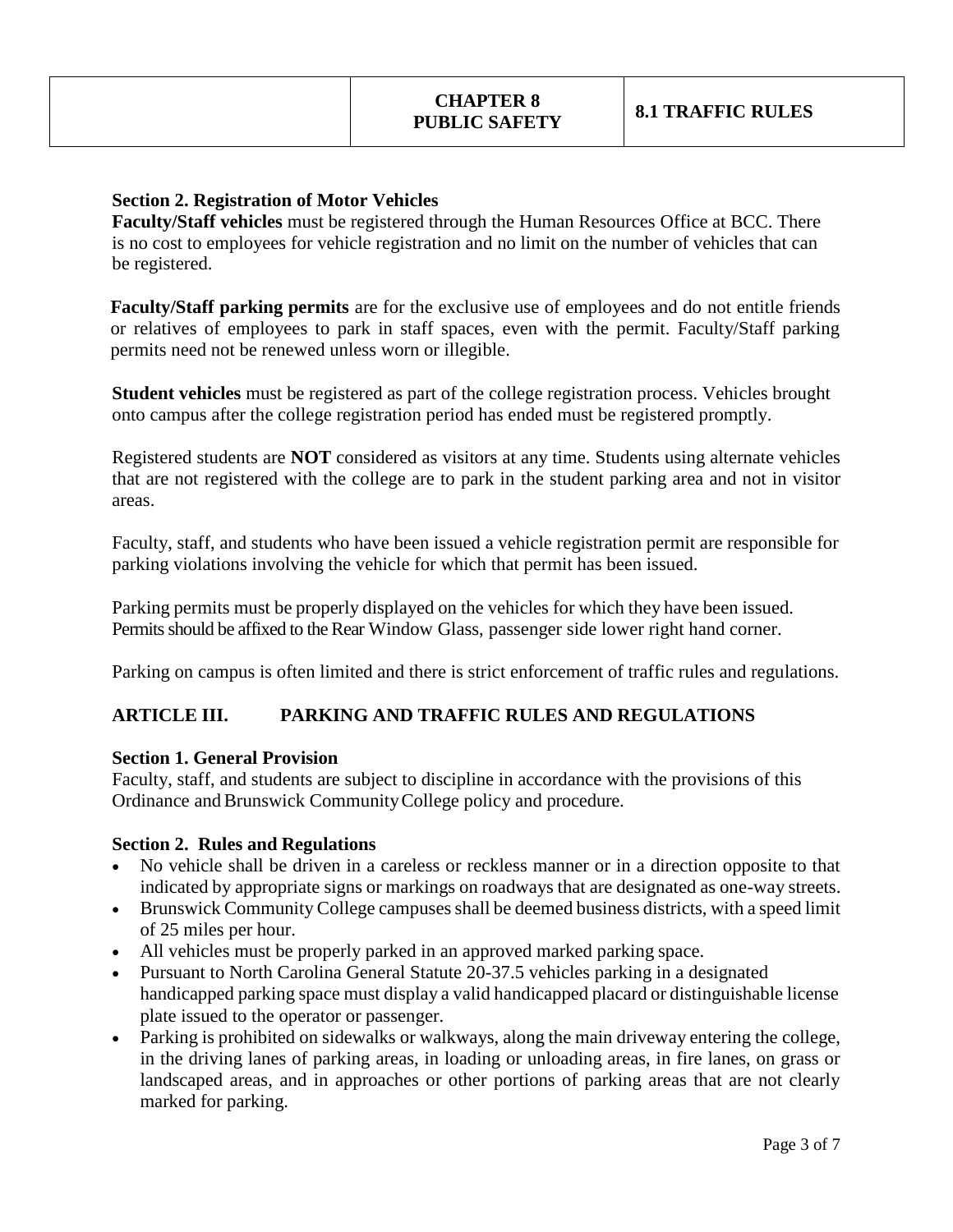### Section 2. Registration of Motor Vehicles

**Faculty/Staff vehicles** must be registered through the Human Resources Office at BCC. There is no cost to employees for vehicle registration and no limit on the number of vehicles that can be registered.

**Faculty/Staff parking permits** are for the exclusive use of employees and do not entitle friends or relatives of employees to park in staff spaces, even with the permit. Faculty/Staff parking permits need not be renewed unless worn or illegible.

**Student vehicles** must be registered as part of the college registration process. Vehicles brought onto campus after the college registration period has ended must be registered promptly.

Registered students are **NOT** considered as visitors at any time. Students using alternate vehicles that are not registered with the college are to park in the student parking area and not in visitor areas.

Faculty, staff, and students who have been issued a vehicle registration permit are responsible for parking violations involving the vehicle for which that permit has been issued.

Parking permits must be properly displayed on the vehicles for which they have been issued. Permits should be affixed to the Rear Window Glass, passenger side lower right hand corner.

Parking on campus is often limited and there is strict enforcement of traffic rules and regulations.

## ARTICLE III. PARKING AND TRAFFIC RULES AND REGULATIONS

### Section 1. General Provision

Faculty, staff, and students are subject to discipline in accordance with the provisions of this Ordinance and Brunswick Community College policy and procedure.

### Section 2. Rules and Regulations

- No vehicle shall be driven in a careless or reckless manner or in a direction opposite to that indicated by appropriate signs or markings on roadways that are designated as one-way streets.
- Brunswick Community College campuses shall be deemed business districts, with a speed limit of 25 miles per hour.
- All vehicles must be properly parked in an approved marked parking space.
- Pursuant to North Carolina General Statute 20-37.5 vehicles parking in a designated handicapped parking space must display a valid handicapped placard or distinguishable license plate issued to the operator or passenger.
- Parking is prohibited on sidewalks or walkways, along the main driveway entering the college, in the driving lanes of parking areas, in loading or unloading areas, in fire lanes, on grass or landscaped areas, and in approaches or other portions of parking areas that are not clearly marked for parking.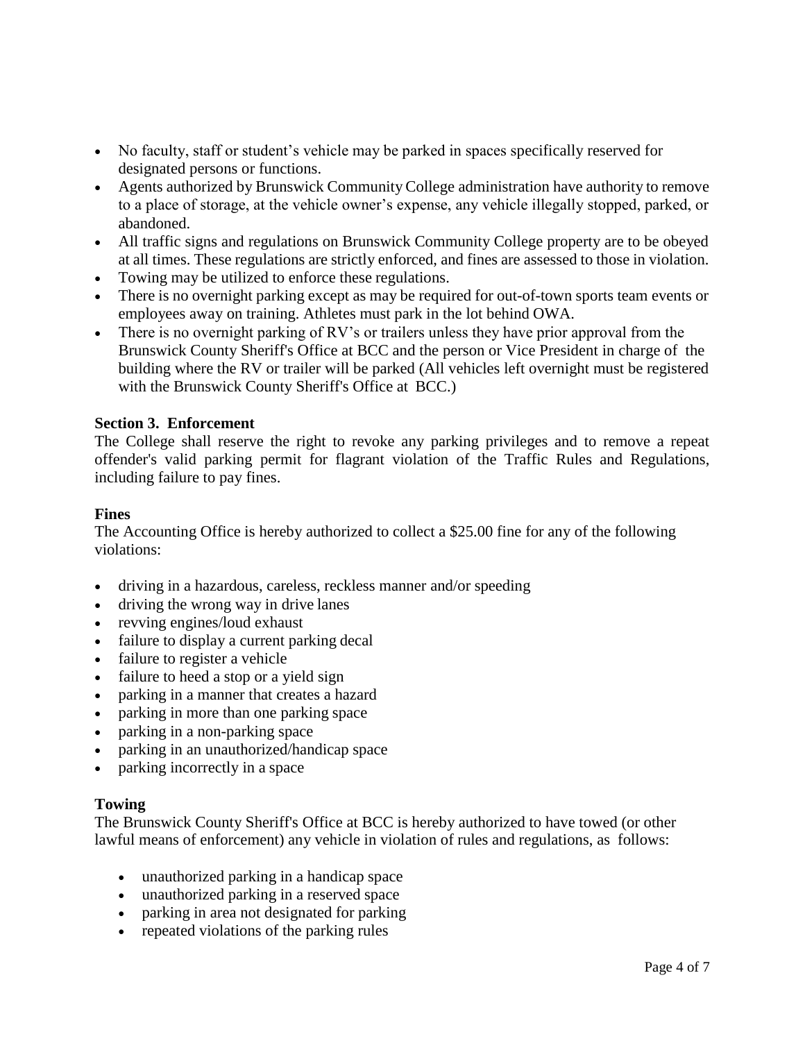- No faculty, staff or student's vehicle may be parked in spaces specifically reserved for designated persons or functions.
- Agents authorized by Brunswick Community College administration have authority to remove to a place of storage, at the vehicle owner's expense, any vehicle illegally stopped, parked, or abandoned.
- All traffic signs and regulations on Brunswick Community College property are to be obeyed at all times. These regulations are strictly enforced, and fines are assessed to those in violation.
- Towing may be utilized to enforce these regulations.
- There is no overnight parking except as may be required for out-of-town sports team events or employees away on training. Athletes must park in the lot behind OWA.
- There is no overnight parking of RV's or trailers unless they have prior approval from the Brunswick County Sheriff's Office at BCC and the person or Vice President in charge of the building where the RV or trailer will be parked (All vehicles left overnight must be registered with the Brunswick County Sheriff's Office at BCC.)

### Section 3. Enforcement

The College shall reserve the right to revoke any parking privileges and to remove a repeat offender's valid parking permit for flagrant violation of the Traffic Rules and Regulations, including failure to pay fines.

#### Fines

The Accounting Office is hereby authorized to collect a $25.00 fine for any of the following violations:

- driving in a hazardous, careless, reckless manner and/or speeding
- driving the wrong way in drive lanes
- revving engines/loud exhaust
- failure to display a current parking decal
- failure to register a vehicle
- failure to heed a stop or a yield sign
- parking in a manner that creates a hazard
- parking in more than one parking space
- parking in a non-parking space
- parking in an unauthorized/handicap space
- parking incorrectly in a space

#### Towing

The Brunswick County Sheriff's Office at BCC is hereby authorized to have towed (or other lawful means of enforcement) any vehicle in violation of rules and regulations, as follows:

- unauthorized parking in a handicap space
- unauthorized parking in a reserved space
- parking in area not designated for parking
- repeated violations of the parking rules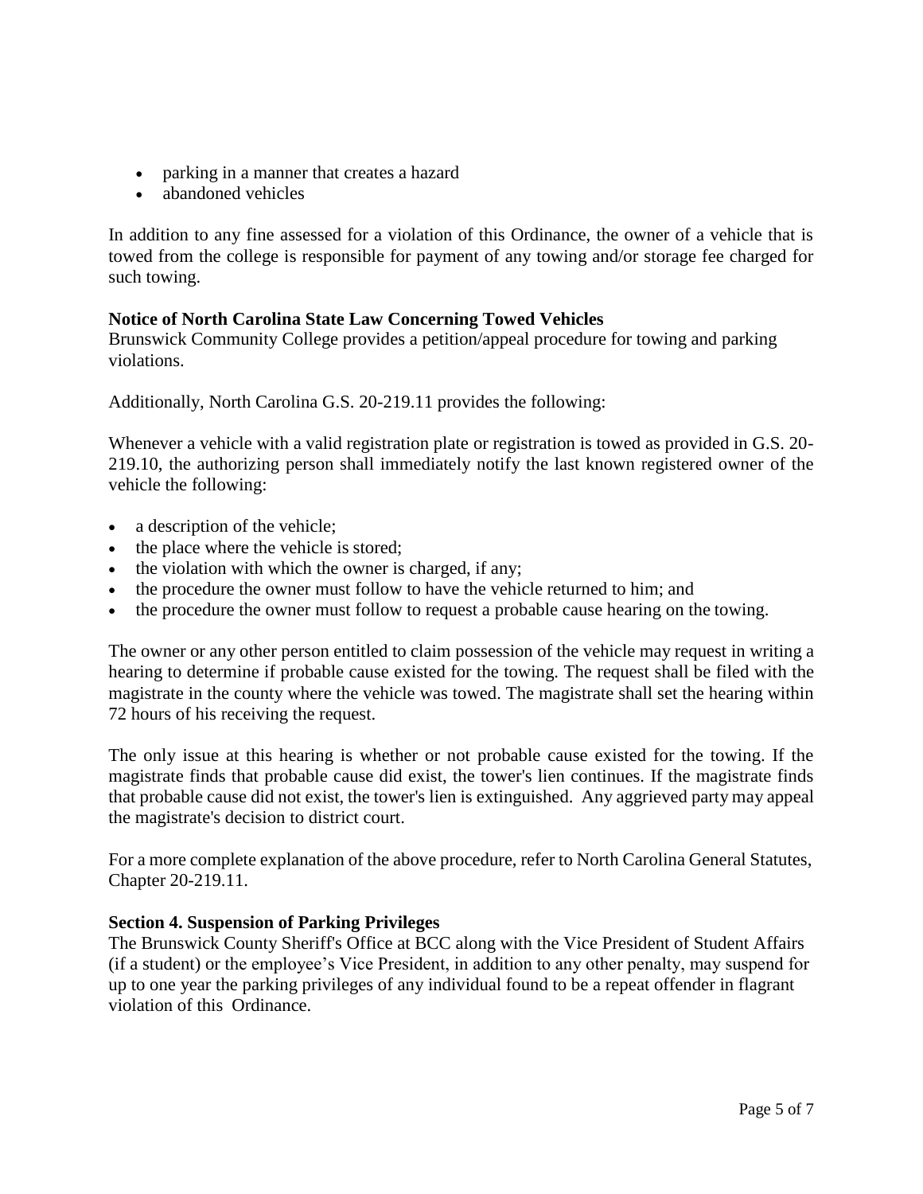- parking in a manner that creates a hazard
- abandoned vehicles

In addition to any fine assessed for a violation of this Ordinance, the owner of a vehicle that is towed from the college is responsible for payment of any towing and/or storage fee charged for such towing.

**Notice of North Carolina State Law Concerning Towed Vehicles**

Brunswick Community College provides a petition/appeal procedure for towing and parking violations.

Additionally, North Carolina G.S. 20-219.11 provides the following:

Whenever a vehicle with a valid registration plate or registration is towed as provided in G.S. 20-219.10, the authorizing person shall immediately notify the last known registered owner of the vehicle the following:

- a description of the vehicle;
- the place where the vehicle is stored;
- the violation with which the owner is charged, if any;
- the procedure the owner must follow to have the vehicle returned to him; and
- the procedure the owner must follow to request a probable cause hearing on the towing.

The owner or any other person entitled to claim possession of the vehicle may request in writing a hearing to determine if probable cause existed for the towing. The request shall be filed with the magistrate in the county where the vehicle was towed. The magistrate shall set the hearing within 72 hours of his receiving the request.

The only issue at this hearing is whether or not probable cause existed for the towing. If the magistrate finds that probable cause did exist, the tower's lien continues. If the magistrate finds that probable cause did not exist, the tower's lien is extinguished. Any aggrieved party may appeal the magistrate's decision to district court.

For a more complete explanation of the above procedure, refer to North Carolina General Statutes, Chapter 20-219.11.

**Section 4. Suspension of Parking Privileges**

The Brunswick County Sheriff's Office at BCC along with the Vice President of Student Affairs (if a student) or the employee's Vice President, in addition to any other penalty, may suspend for up to one year the parking privileges of any individual found to be a repeat offender in flagrant violation of this Ordinance.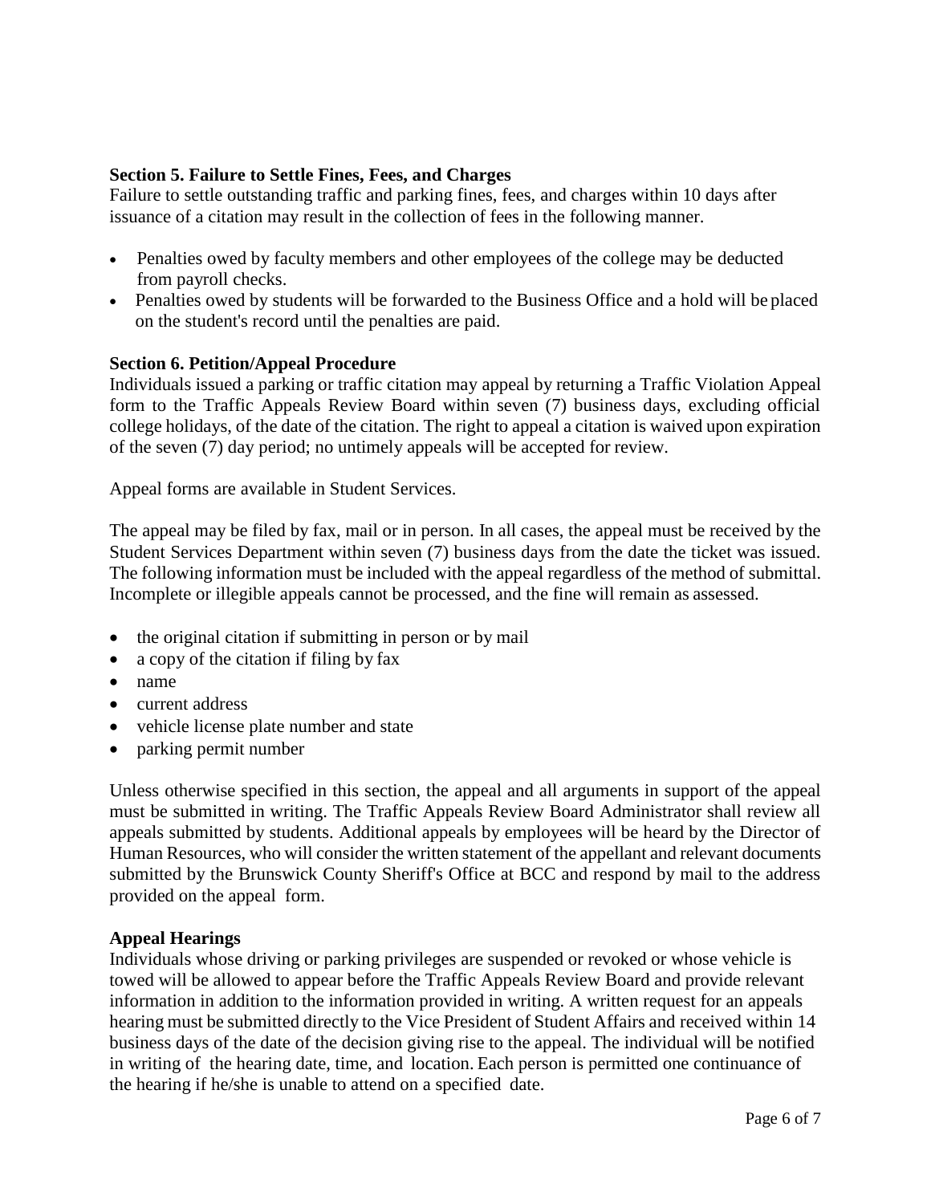**Section 5. Failure to Settle Fines, Fees, and Charges**

Failure to settle outstanding traffic and parking fines, fees, and charges within 10 days after issuance of a citation may result in the collection of fees in the following manner.

- Penalties owed by faculty members and other employees of the college may be deducted from payroll checks.
- Penalties owed by students will be forwarded to the Business Office and a hold will be placed on the student's record until the penalties are paid.

**Section 6. Petition/Appeal Procedure**

Individuals issued a parking or traffic citation may appeal by returning a Traffic Violation Appeal form to the Traffic Appeals Review Board within seven (7) business days, excluding official college holidays, of the date of the citation. The right to appeal a citation is waived upon expiration of the seven (7) day period; no untimely appeals will be accepted for review.

Appeal forms are available in Student Services.

The appeal may be filed by fax, mail or in person. In all cases, the appeal must be received by the Student Services Department within seven (7) business days from the date the ticket was issued. The following information must be included with the appeal regardless of the method of submittal. Incomplete or illegible appeals cannot be processed, and the fine will remain as assessed.

- the original citation if submitting in person or by mail
- a copy of the citation if filing by fax
- name
- current address
- vehicle license plate number and state
- parking permit number

Unless otherwise specified in this section, the appeal and all arguments in support of the appeal must be submitted in writing. The Traffic Appeals Review Board Administrator shall review all appeals submitted by students. Additional appeals by employees will be heard by the Director of Human Resources, who will consider the written statement of the appellant and relevant documents submitted by the Brunswick County Sheriff's Office at BCC and respond by mail to the address provided on the appeal form.

**Appeal Hearings**

Individuals whose driving or parking privileges are suspended or revoked or whose vehicle is towed will be allowed to appear before the Traffic Appeals Review Board and provide relevant information in addition to the information provided in writing. A written request for an appeals hearing must be submitted directly to the Vice President of Student Affairs and received within 14 business days of the date of the decision giving rise to the appeal. The individual will be notified in writing of the hearing date, time, and location. Each person is permitted one continuance of the hearing if he/she is unable to attend on a specified date.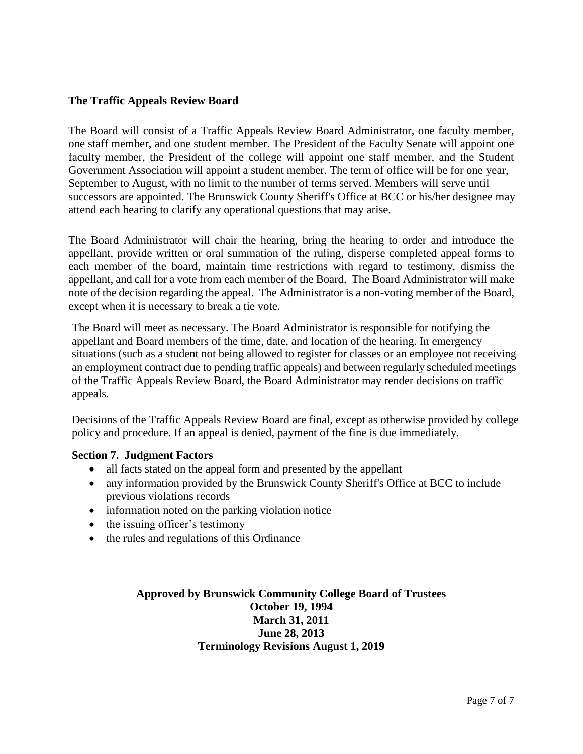### The Traffic Appeals Review Board

The Board will consist of a Traffic Appeals Review Board Administrator, one faculty member, one staff member, and one student member. The President of the Faculty Senate will appoint one faculty member, the President of the college will appoint one staff member, and the Student Government Association will appoint a student member. The term of office will be for one year, September to August, with no limit to the number of terms served. Members will serve until successors are appointed. The Brunswick County Sheriff's Office at BCC or his/her designee may attend each hearing to clarify any operational questions that may arise.

The Board Administrator will chair the hearing, bring the hearing to order and introduce the appellant, provide written or oral summation of the ruling, disperse completed appeal forms to each member of the board, maintain time restrictions with regard to testimony, dismiss the appellant, and call for a vote from each member of the Board. The Board Administrator will make note of the decision regarding the appeal. The Administrator is a non-voting member of the Board, except when it is necessary to break a tie vote.

The Board will meet as necessary. The Board Administrator is responsible for notifying the appellant and Board members of the time, date, and location of the hearing. In emergency situations (such as a student not being allowed to register for classes or an employee not receiving an employment contract due to pending traffic appeals) and between regularly scheduled meetings of the Traffic Appeals Review Board, the Board Administrator may render decisions on traffic appeals.

Decisions of the Traffic Appeals Review Board are final, except as otherwise provided by college policy and procedure. If an appeal is denied, payment of the fine is due immediately.

### Section 7. Judgment Factors

- all facts stated on the appeal form and presented by the appellant
- any information provided by the Brunswick County Sheriff's Office at BCC to include previous violations records
- information noted on the parking violation notice
- the issuing officer's testimony
- the rules and regulations of this Ordinance

**Approved by Brunswick Community College Board of Trustees**
**October 19, 1994**
**March 31, 2011**
**June 28, 2013**
**Terminology Revisions August 1, 2019**